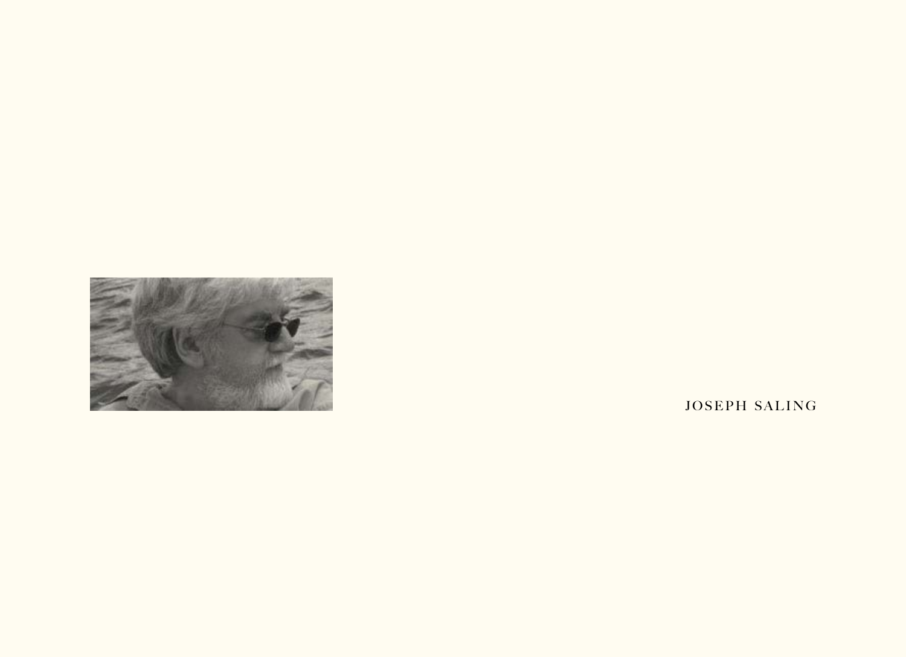JOSEPH SALING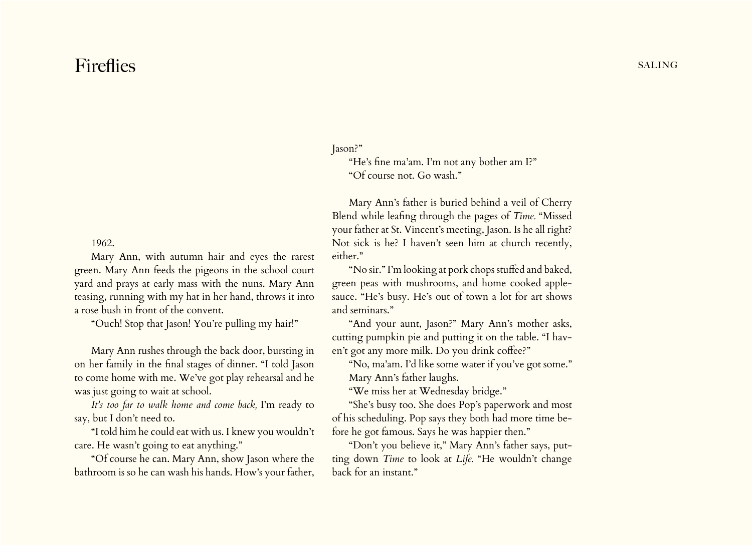1962.

Mary Ann, with autumn hair and eyes the rarest green. Mary Ann feeds the pigeons in the school court yard and prays at early mass with the nuns. Mary Ann teasing, running with my hat in her hand, throws it into a rose bush in front of the convent.

"Ouch! Stop that Jason! You're pulling my hair!"

Mary Ann rushes through the back door, bursting in on her family in the final stages of dinner. "I told Jason to come home with me. We've got play rehearsal and he was just going to wait at school.

*It's too far to walk home and come back,* I'm ready to say, but I don't need to.

"I told him he could eat with us. I knew you wouldn't care. He wasn't going to eat anything."

"Of course he can. Mary Ann, show Jason where the bathroom is so he can wash his hands. How's your father, Jason?"

"He's fine ma'am. I'm not any bother am I?"

"Of course not. Go wash."

Mary Ann's father is buried behind a veil of Cherry Blend while leafing through the pages of *Time.* "Missed your father at St. Vincent's meeting, Jason. Is he all right? Not sick is he? I haven't seen him at church recently, either."

"No sir." I'm looking at pork chops stuffed and baked, green peas with mushrooms, and home cooked applesauce. "He's busy. He's out of town a lot for art shows and seminars."

"And your aunt, Jason?" Mary Ann's mother asks, cutting pumpkin pie and putting it on the table. "I haven't got any more milk. Do you drink coffee?"

"No, ma'am. I'd like some water if you've got some."

Mary Ann's father laughs.

"We miss her at Wednesday bridge."

"She's busy too. She does Pop's paperwork and most of his scheduling. Pop says they both had more time before he got famous. Says he was happier then."

"Don't you believe it," Mary Ann's father says, putting down *Time* to look at *Life.* "He wouldn't change back for an instant."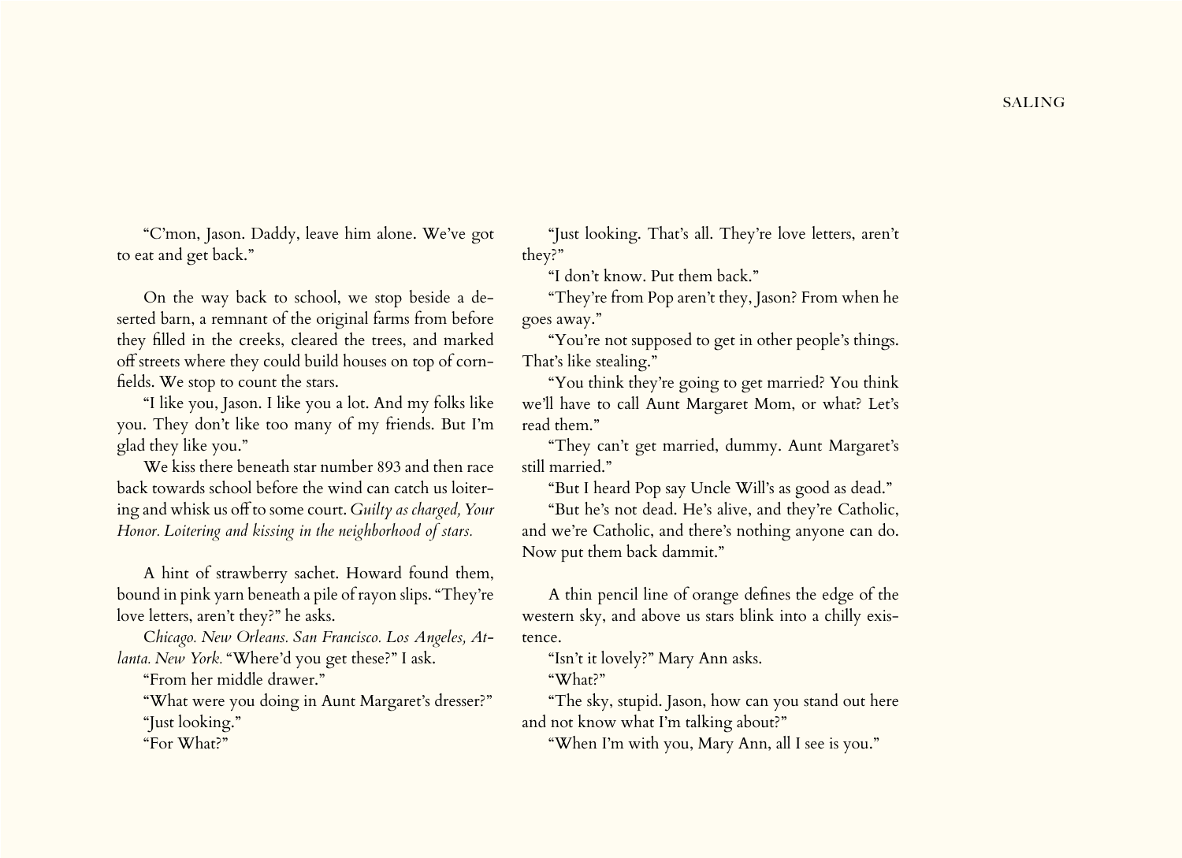"C'mon, Jason. Daddy, leave him alone. We've got to eat and get back."

On the way back to school, we stop beside a deserted barn, a remnant of the original farms from before they filled in the creeks, cleared the trees, and marked off streets where they could build houses on top of cornfields. We stop to count the stars.

"I like you, Jason. I like you a lot. And my folks like you. They don't like too many of my friends. But I'm glad they like you."

We kiss there beneath star number 893 and then race back towards school before the wind can catch us loitering and whisk us off to some court. *Guilty as charged, Your Honor. Loitering and kissing in the neighborhood of stars.*

A hint of strawberry sachet. Howard found them, bound in pink yarn beneath a pile of rayon slips. "They're love letters, aren't they?" he asks.

C*hicago. New Orleans. San Francisco. Los Angeles, Atlanta. New York.* "Where'd you get these?" I ask.

"From her middle drawer."

"What were you doing in Aunt Margaret's dresser?"

"Just looking."

"For What?"

"Just looking. That's all. They're love letters, aren't they?"

"I don't know. Put them back."

"They're from Pop aren't they, Jason? From when he goes away."

"You're not supposed to get in other people's things. That's like stealing."

"You think they're going to get married? You think we'll have to call Aunt Margaret Mom, or what? Let's read them."

"They can't get married, dummy. Aunt Margaret's still married."

"But I heard Pop say Uncle Will's as good as dead."

"But he's not dead. He's alive, and they're Catholic, and we're Catholic, and there's nothing anyone can do. Now put them back dammit."

A thin pencil line of orange defines the edge of the western sky, and above us stars blink into a chilly existence.

"Isn't it lovely?" Mary Ann asks.

"What?"

"The sky, stupid. Jason, how can you stand out here and not know what I'm talking about?"

"When I'm with you, Mary Ann, all I see is you."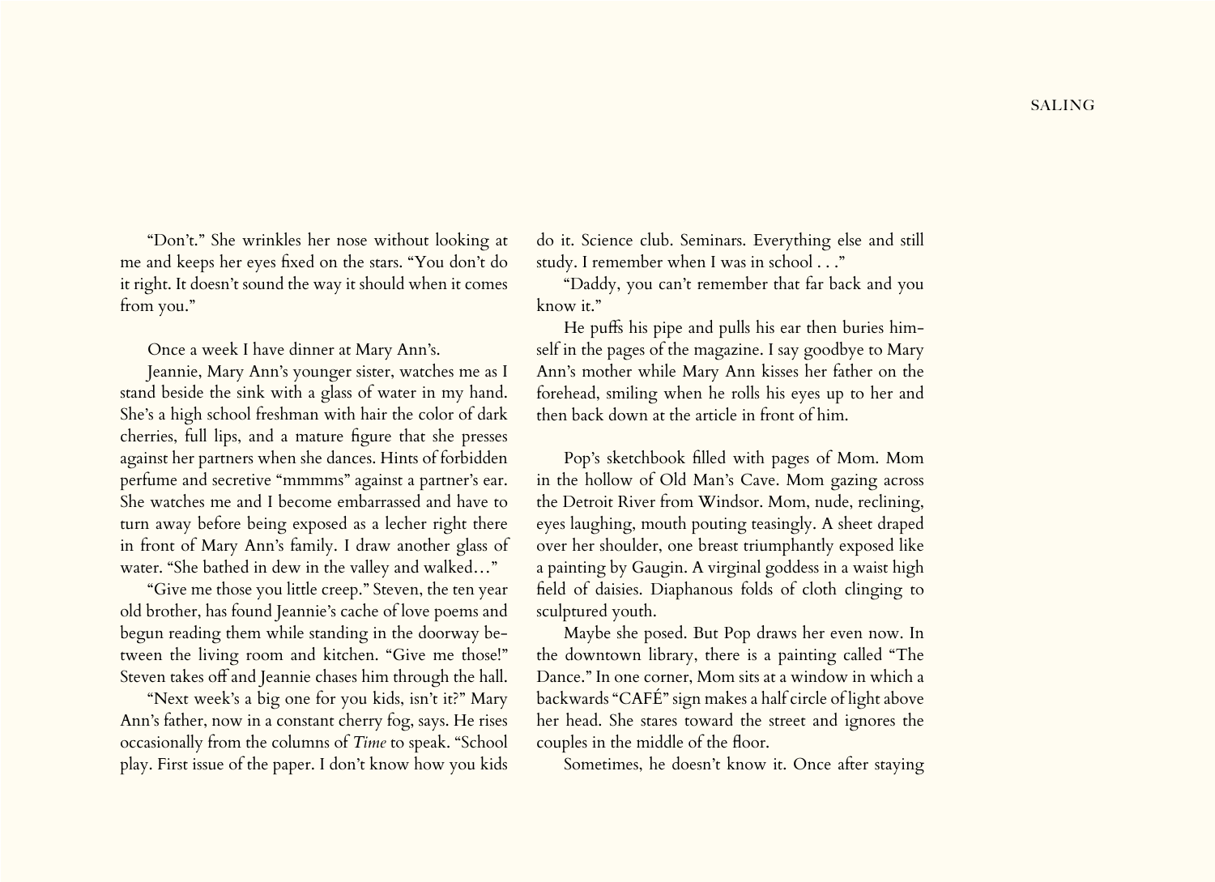"Don't." She wrinkles her nose without looking at me and keeps her eyes fixed on the stars. "You don't do it right. It doesn't sound the way it should when it comes from you."

Once a week I have dinner at Mary Ann's.

Jeannie, Mary Ann's younger sister, watches me as I stand beside the sink with a glass of water in my hand. She's a high school freshman with hair the color of dark cherries, full lips, and a mature figure that she presses against her partners when she dances. Hints of forbidden perfume and secretive "mmmms" against a partner's ear. She watches me and I become embarrassed and have to turn away before being exposed as a lecher right there in front of Mary Ann's family. I draw another glass of water. "She bathed in dew in the valley and walked…"

"Give me those you little creep." Steven, the ten year old brother, has found Jeannie's cache of love poems and begun reading them while standing in the doorway between the living room and kitchen. "Give me those!" Steven takes off and Jeannie chases him through the hall.

"Next week's a big one for you kids, isn't it?" Mary Ann's father, now in a constant cherry fog, says. He rises occasionally from the columns of *Time* to speak. "School play. First issue of the paper. I don't know how you kids do it. Science club. Seminars. Everything else and still study. I remember when I was in school . . ."

"Daddy, you can't remember that far back and you know it."

He puffs his pipe and pulls his ear then buries himself in the pages of the magazine. I say goodbye to Mary Ann's mother while Mary Ann kisses her father on the forehead, smiling when he rolls his eyes up to her and then back down at the article in front of him.

Pop's sketchbook filled with pages of Mom. Mom in the hollow of Old Man's Cave. Mom gazing across the Detroit River from Windsor. Mom, nude, reclining, eyes laughing, mouth pouting teasingly. A sheet draped over her shoulder, one breast triumphantly exposed like a painting by Gaugin. A virginal goddess in a waist high field of daisies. Diaphanous folds of cloth clinging to sculptured youth.

Maybe she posed. But Pop draws her even now. In the downtown library, there is a painting called "The Dance." In one corner, Mom sits at a window in which a backwards "CAFÉ" sign makes a half circle of light above her head. She stares toward the street and ignores the couples in the middle of the floor.

Sometimes, he doesn't know it. Once after staying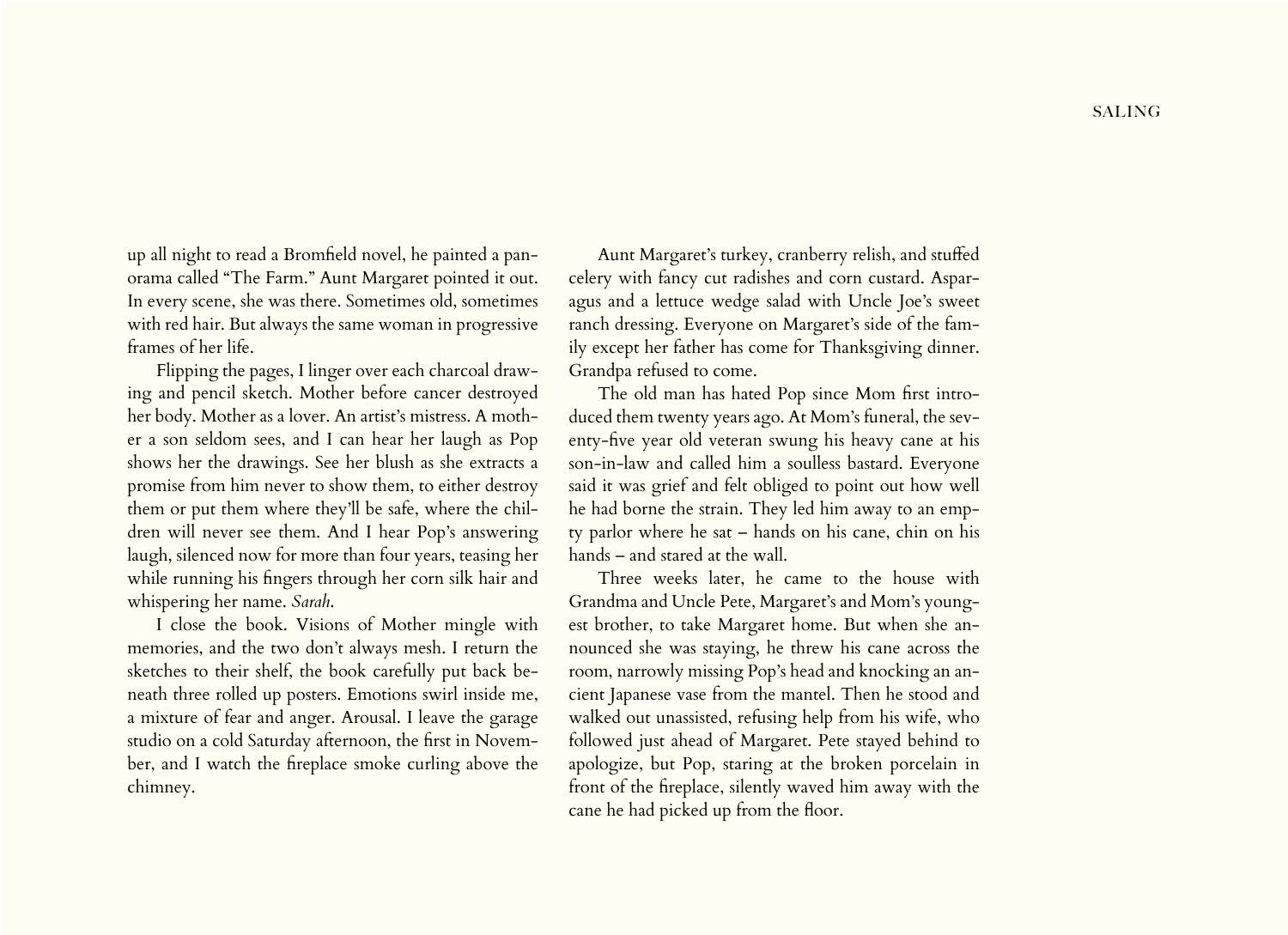up all night to read a Bromfield novel, he painted a panorama called "The Farm." Aunt Margaret pointed it out. In every scene, she was there. Sometimes old, sometimes with red hair. But always the same woman in progressive frames of her life.

Flipping the pages, I linger over each charcoal drawing and pencil sketch. Mother before cancer destroyed her body. Mother as a lover. An artist's mistress. A mother a son seldom sees, and I can hear her laugh as Pop shows her the drawings. See her blush as she extracts a promise from him never to show them, to either destroy them or put them where they'll be safe, where the children will never see them. And I hear Pop's answering laugh, silenced now for more than four years, teasing her while running his fingers through her corn silk hair and whispering her name. *Sarah*.

I close the book. Visions of Mother mingle with memories, and the two don't always mesh. I return the sketches to their shelf, the book carefully put back beneath three rolled up posters. Emotions swirl inside me, a mixture of fear and anger. Arousal. I leave the garage studio on a cold Saturday afternoon, the first in November, and I watch the fireplace smoke curling above the chimney.

Aunt Margaret's turkey, cranberry relish, and stuffed celery with fancy cut radishes and corn custard. Asparagus and a lettuce wedge salad with Uncle Joe's sweet ranch dressing. Everyone on Margaret's side of the family except her father has come for Thanksgiving dinner. Grandpa refused to come.

The old man has hated Pop since Mom first introduced them twenty years ago. At Mom's funeral, the seventy-five year old veteran swung his heavy cane at his son-in-law and called him a soulless bastard. Everyone said it was grief and felt obliged to point out how well he had borne the strain. They led him away to an empty parlor where he sat – hands on his cane, chin on his hands – and stared at the wall.

Three weeks later, he came to the house with Grandma and Uncle Pete, Margaret's and Mom's youngest brother, to take Margaret home. But when she announced she was staying, he threw his cane across the room, narrowly missing Pop's head and knocking an ancient Japanese vase from the mantel. Then he stood and walked out unassisted, refusing help from his wife, who followed just ahead of Margaret. Pete stayed behind to apologize, but Pop, staring at the broken porcelain in front of the fireplace, silently waved him away with the cane he had picked up from the floor.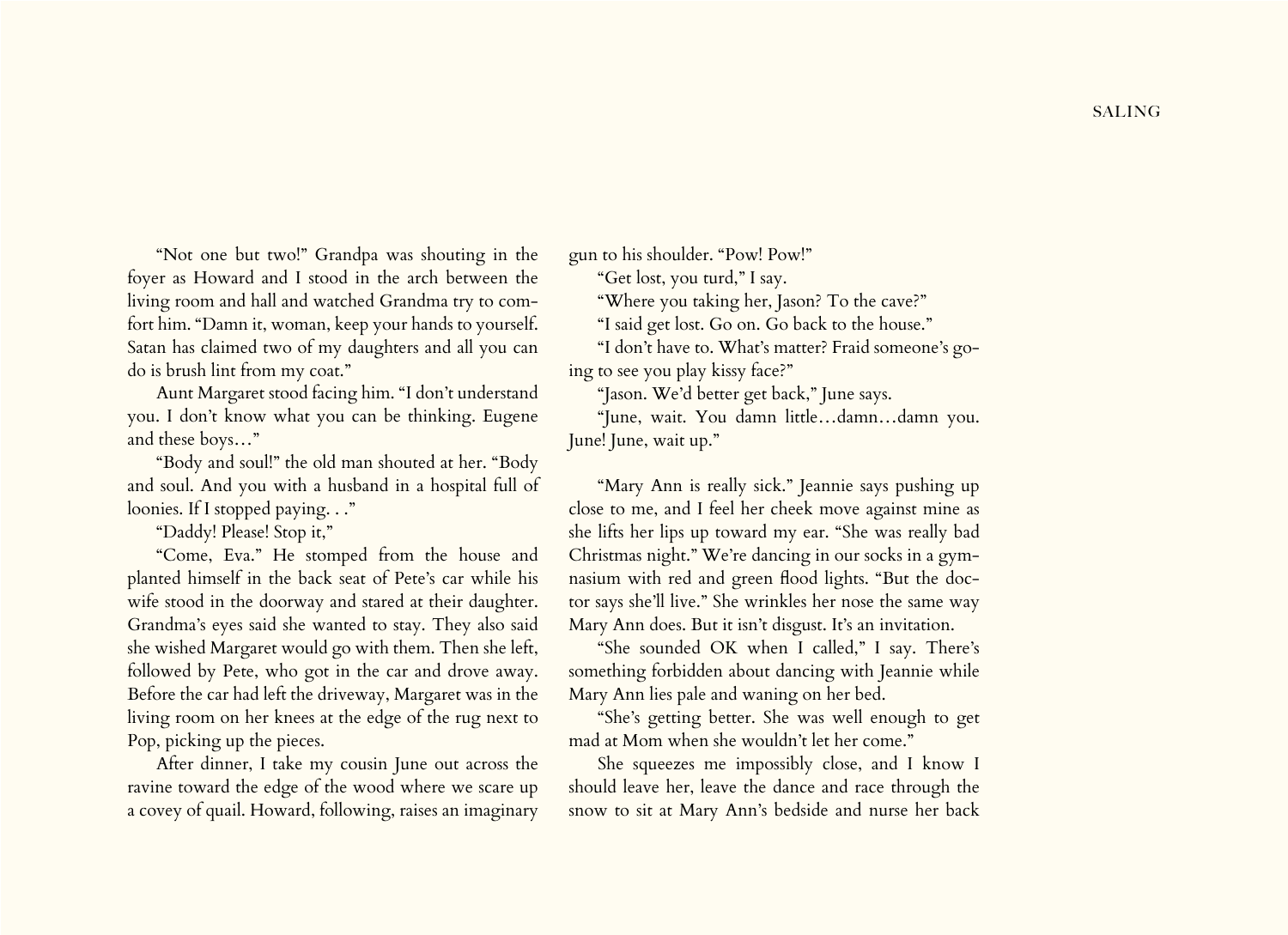"Not one but two!" Grandpa was shouting in the foyer as Howard and I stood in the arch between the living room and hall and watched Grandma try to comfort him. "Damn it, woman, keep your hands to yourself. Satan has claimed two of my daughters and all you can do is brush lint from my coat."

Aunt Margaret stood facing him. "I don't understand you. I don't know what you can be thinking. Eugene and these boys…"

"Body and soul!" the old man shouted at her. "Body and soul. And you with a husband in a hospital full of loonies. If I stopped paying. . ."

"Daddy! Please! Stop it,"

"Come, Eva." He stomped from the house and planted himself in the back seat of Pete's car while his wife stood in the doorway and stared at their daughter. Grandma's eyes said she wanted to stay. They also said she wished Margaret would go with them. Then she left, followed by Pete, who got in the car and drove away. Before the car had left the driveway, Margaret was in the living room on her knees at the edge of the rug next to Pop, picking up the pieces.

After dinner, I take my cousin June out across the ravine toward the edge of the wood where we scare up a covey of quail. Howard, following, raises an imaginary gun to his shoulder. "Pow! Pow!"

"Get lost, you turd," I say.

"Where you taking her, Jason? To the cave?"

"I said get lost. Go on. Go back to the house."

"I don't have to. What's matter? Fraid someone's going to see you play kissy face?"

"Jason. We'd better get back," June says.

"June, wait. You damn little…damn…damn you. June! June, wait up."

"Mary Ann is really sick." Jeannie says pushing up close to me, and I feel her cheek move against mine as she lifts her lips up toward my ear. "She was really bad Christmas night." We're dancing in our socks in a gymnasium with red and green flood lights. "But the doctor says she'll live." She wrinkles her nose the same way Mary Ann does. But it isn't disgust. It's an invitation.

"She sounded OK when I called," I say. There's something forbidden about dancing with Jeannie while Mary Ann lies pale and waning on her bed.

"She's getting better. She was well enough to get mad at Mom when she wouldn't let her come."

She squeezes me impossibly close, and I know I should leave her, leave the dance and race through the snow to sit at Mary Ann's bedside and nurse her back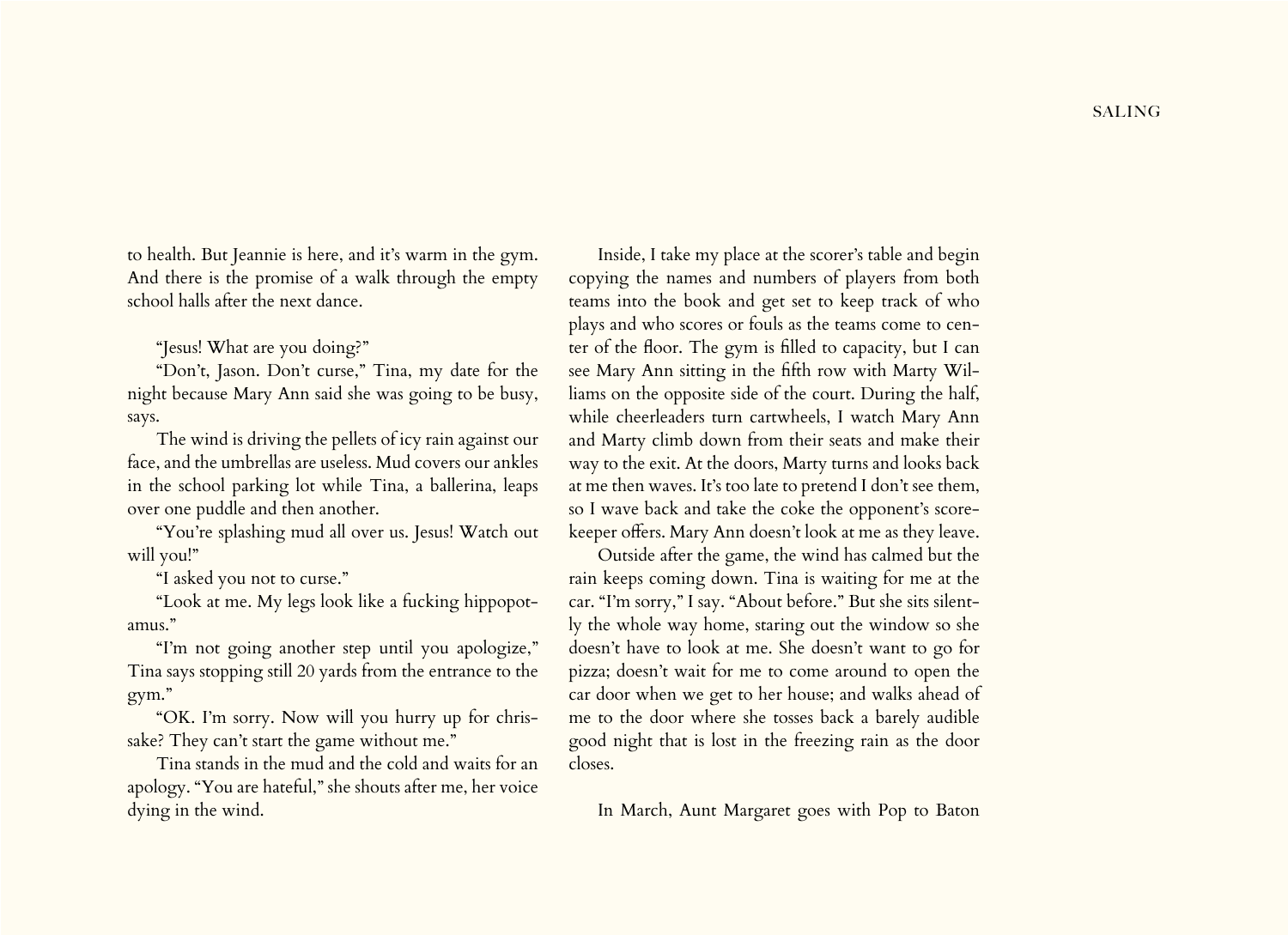to health. But Jeannie is here, and it's warm in the gym. And there is the promise of a walk through the empty school halls after the next dance.

"Jesus! What are you doing?"

"Don't, Jason. Don't curse," Tina, my date for the night because Mary Ann said she was going to be busy, says.

The wind is driving the pellets of icy rain against our face, and the umbrellas are useless. Mud covers our ankles in the school parking lot while Tina, a ballerina, leaps over one puddle and then another.

"You're splashing mud all over us. Jesus! Watch out will you!"

"I asked you not to curse."

"Look at me. My legs look like a fucking hippopotamus."

"I'm not going another step until you apologize," Tina says stopping still 20 yards from the entrance to the gym."

"OK. I'm sorry. Now will you hurry up for chrissake? They can't start the game without me."

Tina stands in the mud and the cold and waits for an apology. "You are hateful," she shouts after me, her voice dying in the wind.

Inside, I take my place at the scorer's table and begin copying the names and numbers of players from both teams into the book and get set to keep track of who plays and who scores or fouls as the teams come to center of the floor. The gym is filled to capacity, but I can see Mary Ann sitting in the fifth row with Marty Williams on the opposite side of the court. During the half, while cheerleaders turn cartwheels, I watch Mary Ann and Marty climb down from their seats and make their way to the exit. At the doors, Marty turns and looks back at me then waves. It's too late to pretend I don't see them, so I wave back and take the coke the opponent's scorekeeper offers. Mary Ann doesn't look at me as they leave.

Outside after the game, the wind has calmed but the rain keeps coming down. Tina is waiting for me at the car. "I'm sorry," I say. "About before." But she sits silently the whole way home, staring out the window so she doesn't have to look at me. She doesn't want to go for pizza; doesn't wait for me to come around to open the car door when we get to her house; and walks ahead of me to the door where she tosses back a barely audible good night that is lost in the freezing rain as the door closes.

In March, Aunt Margaret goes with Pop to Baton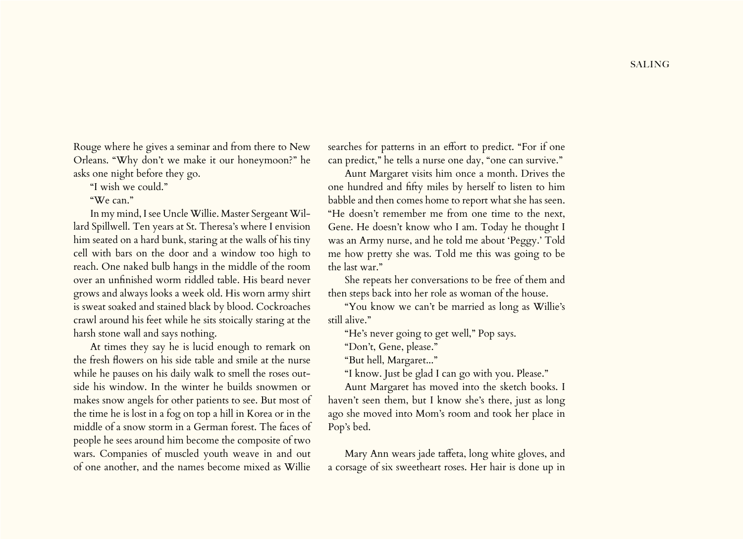Rouge where he gives a seminar and from there to New Orleans. "Why don't we make it our honeymoon?" he asks one night before they go.

"I wish we could."

"We can."

In my mind, I see Uncle Willie. Master Sergeant Willard Spillwell. Ten years at St. Theresa's where I envision him seated on a hard bunk, staring at the walls of his tiny cell with bars on the door and a window too high to reach. One naked bulb hangs in the middle of the room over an unfinished worm riddled table. His beard never grows and always looks a week old. His worn army shirt is sweat soaked and stained black by blood. Cockroaches crawl around his feet while he sits stoically staring at the harsh stone wall and says nothing.

At times they say he is lucid enough to remark on the fresh flowers on his side table and smile at the nurse while he pauses on his daily walk to smell the roses outside his window. In the winter he builds snowmen or makes snow angels for other patients to see. But most of the time he is lost in a fog on top a hill in Korea or in the middle of a snow storm in a German forest. The faces of people he sees around him become the composite of two wars. Companies of muscled youth weave in and out of one another, and the names become mixed as Willie searches for patterns in an effort to predict. "For if one can predict," he tells a nurse one day, "one can survive."

Aunt Margaret visits him once a month. Drives the one hundred and fifty miles by herself to listen to him babble and then comes home to report what she has seen. "He doesn't remember me from one time to the next, Gene. He doesn't know who I am. Today he thought I was an Army nurse, and he told me about 'Peggy.' Told me how pretty she was. Told me this was going to be the last war."

She repeats her conversations to be free of them and then steps back into her role as woman of the house.

"You know we can't be married as long as Willie's still alive."

"He's never going to get well," Pop says.

"Don't, Gene, please."

"But hell, Margaret..."

"I know. Just be glad I can go with you. Please."

Aunt Margaret has moved into the sketch books. I haven't seen them, but I know she's there, just as long ago she moved into Mom's room and took her place in Pop's bed.

Mary Ann wears jade taffeta, long white gloves, and a corsage of six sweetheart roses. Her hair is done up in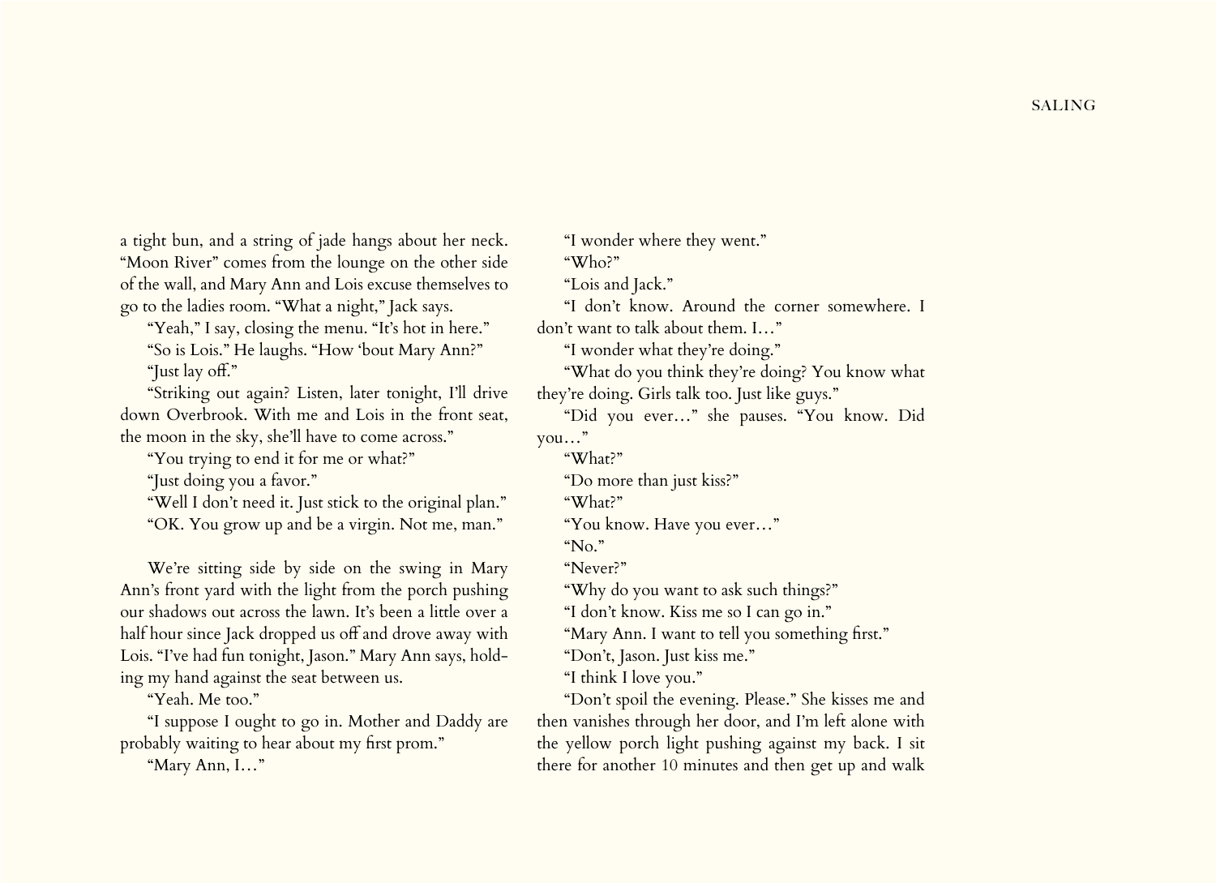a tight bun, and a string of jade hangs about her neck. "Moon River" comes from the lounge on the other side of the wall, and Mary Ann and Lois excuse themselves to go to the ladies room. "What a night," Jack says.

"Yeah," I say, closing the menu. "It's hot in here."

"So is Lois." He laughs. "How 'bout Mary Ann?"

"Just lay off."

"Striking out again? Listen, later tonight, I'll drive down Overbrook. With me and Lois in the front seat, the moon in the sky, she'll have to come across."

"You trying to end it for me or what?"

"Just doing you a favor."

"Well I don't need it. Just stick to the original plan."

"OK. You grow up and be a virgin. Not me, man."

We're sitting side by side on the swing in Mary Ann's front yard with the light from the porch pushing our shadows out across the lawn. It's been a little over a half hour since Jack dropped us off and drove away with Lois. "I've had fun tonight, Jason." Mary Ann says, holding my hand against the seat between us.

"Yeah. Me too."

"I suppose I ought to go in. Mother and Daddy are probably waiting to hear about my first prom."

"Mary Ann, I…"

"I wonder where they went."

"Who?"

"Lois and Jack."

"I don't know. Around the corner somewhere. I don't want to talk about them. I…"

"I wonder what they're doing."

"What do you think they're doing? You know what they're doing. Girls talk too. Just like guys."

"Did you ever…" she pauses. "You know. Did you…"

"What?"

"Do more than just kiss?"

"What?"

"You know. Have you ever…"

"No."

"Never?"

"Why do you want to ask such things?"

"I don't know. Kiss me so I can go in."

"Mary Ann. I want to tell you something first."

"Don't, Jason. Just kiss me."

"I think I love you."

"Don't spoil the evening. Please." She kisses me and then vanishes through her door, and I'm left alone with the yellow porch light pushing against my back. I sit there for another 10 minutes and then get up and walk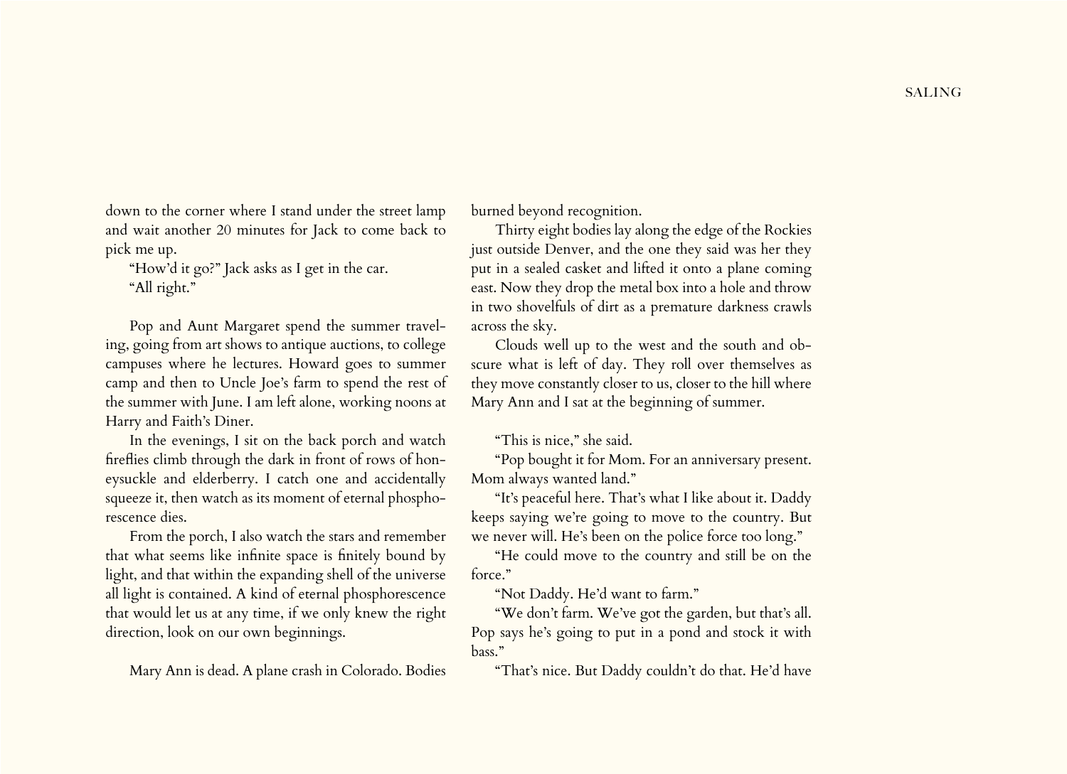down to the corner where I stand under the street lamp and wait another 20 minutes for Jack to come back to pick me up.

"How'd it go?" Jack asks as I get in the car.

"All right."

Pop and Aunt Margaret spend the summer traveling, going from art shows to antique auctions, to college campuses where he lectures. Howard goes to summer camp and then to Uncle Joe's farm to spend the rest of the summer with June. I am left alone, working noons at Harry and Faith's Diner.

In the evenings, I sit on the back porch and watch fireflies climb through the dark in front of rows of honeysuckle and elderberry. I catch one and accidentally squeeze it, then watch as its moment of eternal phosphorescence dies.

From the porch, I also watch the stars and remember that what seems like infinite space is finitely bound by light, and that within the expanding shell of the universe all light is contained. A kind of eternal phosphorescence that would let us at any time, if we only knew the right direction, look on our own beginnings.

Mary Ann is dead. A plane crash in Colorado. Bodies burned beyond recognition.

Thirty eight bodies lay along the edge of the Rockies just outside Denver, and the one they said was her they put in a sealed casket and lifted it onto a plane coming east. Now they drop the metal box into a hole and throw in two shovelfuls of dirt as a premature darkness crawls across the sky.

Clouds well up to the west and the south and obscure what is left of day. They roll over themselves as they move constantly closer to us, closer to the hill where Mary Ann and I sat at the beginning of summer.

"This is nice," she said.

"Pop bought it for Mom. For an anniversary present. Mom always wanted land."

"It's peaceful here. That's what I like about it. Daddy keeps saying we're going to move to the country. But we never will. He's been on the police force too long."

"He could move to the country and still be on the force."

"Not Daddy. He'd want to farm."

"We don't farm. We've got the garden, but that's all. Pop says he's going to put in a pond and stock it with bass."

"That's nice. But Daddy couldn't do that. He'd have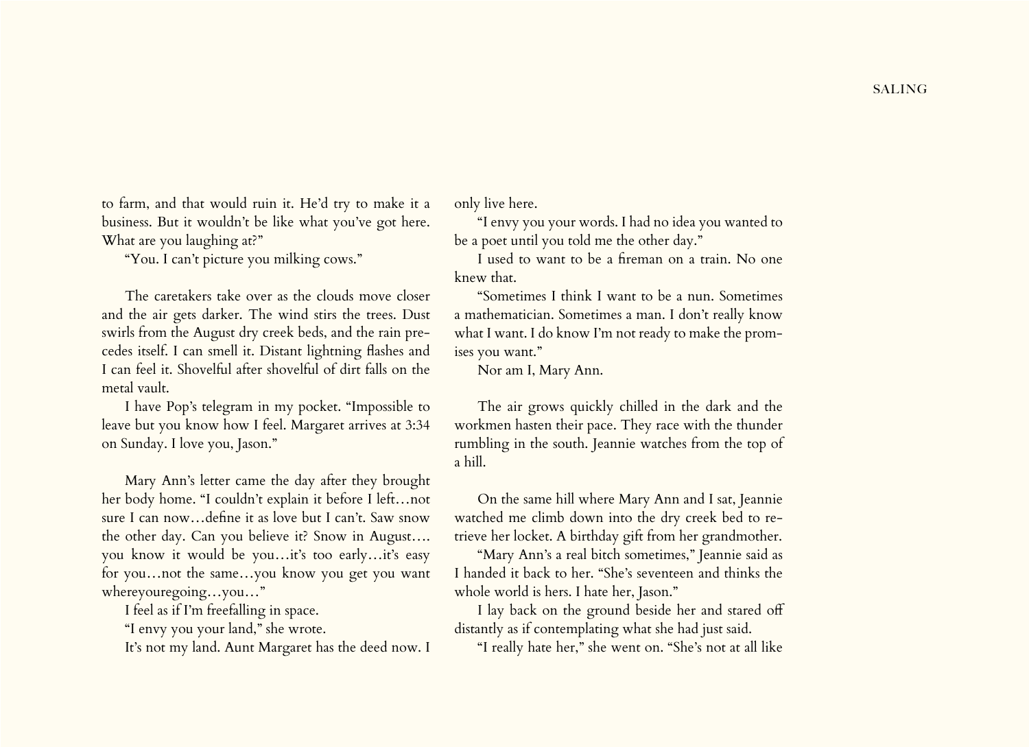to farm, and that would ruin it. He'd try to make it a business. But it wouldn't be like what you've got here. What are you laughing at?"

"You. I can't picture you milking cows."

The caretakers take over as the clouds move closer and the air gets darker. The wind stirs the trees. Dust swirls from the August dry creek beds, and the rain precedes itself. I can smell it. Distant lightning flashes and I can feel it. Shovelful after shovelful of dirt falls on the metal vault.

I have Pop's telegram in my pocket. "Impossible to leave but you know how I feel. Margaret arrives at 3:34 on Sunday. I love you, Jason."

Mary Ann's letter came the day after they brought her body home. "I couldn't explain it before I left…not sure I can now…define it as love but I can't. Saw snow the other day. Can you believe it? Snow in August…. you know it would be you…it's too early…it's easy for you…not the same…you know you get you want whereyouregoing…you…"

I feel as if I'm freefalling in space.

"I envy you your land," she wrote.

It's not my land. Aunt Margaret has the deed now. I only live here.

"I envy you your words. I had no idea you wanted to be a poet until you told me the other day."

I used to want to be a fireman on a train. No one knew that.

"Sometimes I think I want to be a nun. Sometimes a mathematician. Sometimes a man. I don't really know what I want. I do know I'm not ready to make the promises you want."

Nor am I, Mary Ann.

The air grows quickly chilled in the dark and the workmen hasten their pace. They race with the thunder rumbling in the south. Jeannie watches from the top of a hill.

On the same hill where Mary Ann and I sat, Jeannie watched me climb down into the dry creek bed to retrieve her locket. A birthday gift from her grandmother.

"Mary Ann's a real bitch sometimes," Jeannie said as I handed it back to her. "She's seventeen and thinks the whole world is hers. I hate her, Jason."

I lay back on the ground beside her and stared off distantly as if contemplating what she had just said.

"I really hate her," she went on. "She's not at all like